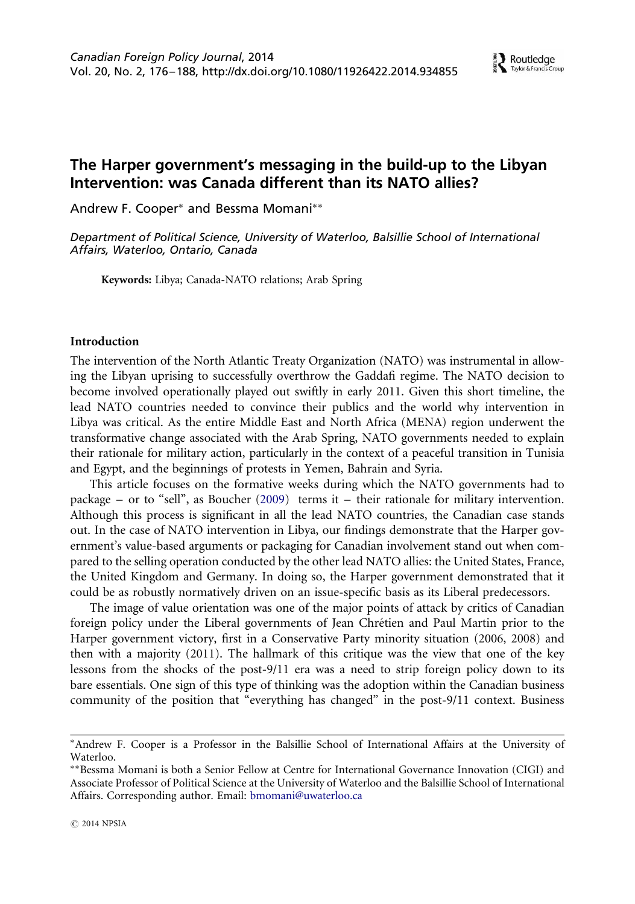# The Harper government's messaging in the build-up to the Libyan Intervention: was Canada different than its NATO allies?

Andrew F. Cooper* and Bessma Momani**

*Department of Political Science, University of Waterloo, Balsillie School of International Affairs, Waterloo, Ontario, Canada*

**Keywords:** Libya; Canada-NATO relations; Arab Spring

## Introduction

The intervention of the North Atlantic Treaty Organization (NATO) was instrumental in allowing the Libyan uprising to successfully overthrow the Gaddafi regime. The NATO decision to become involved operationally played out swiftly in early 2011. Given this short timeline, the lead NATO countries needed to convince their publics and the world why intervention in Libya was critical. As the entire Middle East and North Africa (MENA) region underwent the transformative change associated with the Arab Spring, NATO governments needed to explain their rationale for military action, particularly in the context of a peaceful transition in Tunisia and Egypt, and the beginnings of protests in Yemen, Bahrain and Syria.

This article focuses on the formative weeks during which the NATO governments had to package – or to "sell", as Boucher (2009) terms it – their rationale for military intervention. Although this process is significant in all the lead NATO countries, the Canadian case stands out. In the case of NATO intervention in Libya, our findings demonstrate that the Harper government's value-based arguments or packaging for Canadian involvement stand out when compared to the selling operation conducted by the other lead NATO allies: the United States, France, the United Kingdom and Germany. In doing so, the Harper government demonstrated that it could be as robustly normatively driven on an issue-specific basis as its Liberal predecessors.

The image of value orientation was one of the major points of attack by critics of Canadian foreign policy under the Liberal governments of Jean Chrétien and Paul Martin prior to the Harper government victory, first in a Conservative Party minority situation (2006, 2008) and then with a majority (2011). The hallmark of this critique was the view that one of the key lessons from the shocks of the post-9/11 era was a need to strip foreign policy down to its bare essentials. One sign of this type of thinking was the adoption within the Canadian business community of the position that "everything has changed" in the post-9/11 context. Business

---

*Andrew F. Cooper is a Professor in the Balsillie School of International Affairs at the University of Waterloo.

**Bessma Momani is both a Senior Fellow at Centre for International Governance Innovation (CIGI) and Associate Professor of Political Science at the University of Waterloo and the Balsillie School of International Affairs. Corresponding author. Email: bmomani@uwaterloo.ca

© 2014 NPSIA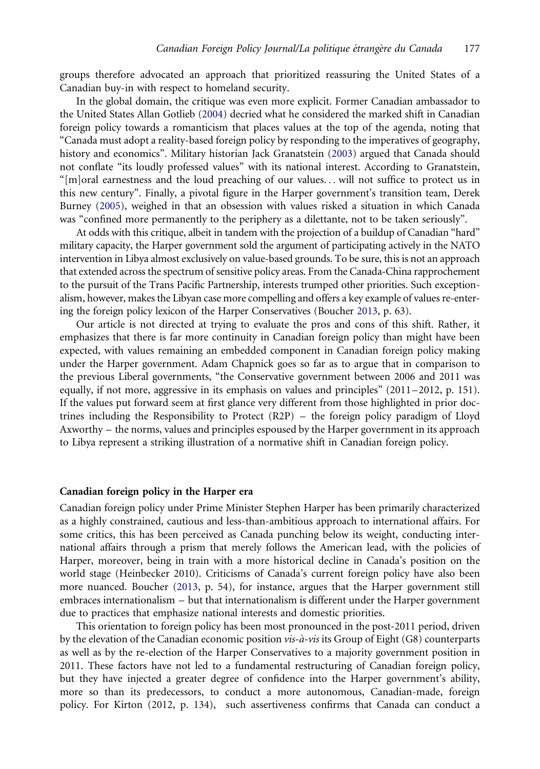groups therefore advocated an approach that prioritized reassuring the United States of a Canadian buy-in with respect to homeland security.

In the global domain, the critique was even more explicit. Former Canadian ambassador to the United States Allan Gotlieb (2004) decried what he considered the marked shift in Canadian foreign policy towards a romanticism that places values at the top of the agenda, noting that "Canada must adopt a reality-based foreign policy by responding to the imperatives of geography, history and economics". Military historian Jack Granatstein (2003) argued that Canada should not conflate "its loudly professed values" with its national interest. According to Granatstein, "[m]oral earnestness and the loud preaching of our values... will not suffice to protect us in this new century". Finally, a pivotal figure in the Harper government's transition team, Derek Burney (2005), weighed in that an obsession with values risked a situation in which Canada was "confined more permanently to the periphery as a dilettante, not to be taken seriously".

At odds with this critique, albeit in tandem with the projection of a buildup of Canadian "hard" military capacity, the Harper government sold the argument of participating actively in the NATO intervention in Libya almost exclusively on value-based grounds. To be sure, this is not an approach that extended across the spectrum of sensitive policy areas. From the Canada-China rapprochement to the pursuit of the Trans Pacific Partnership, interests trumped other priorities. Such exceptionalism, however, makes the Libyan case more compelling and offers a key example of values re-entering the foreign policy lexicon of the Harper Conservatives (Boucher 2013, p. 63).

Our article is not directed at trying to evaluate the pros and cons of this shift. Rather, it emphasizes that there is far more continuity in Canadian foreign policy than might have been expected, with values remaining an embedded component in Canadian foreign policy making under the Harper government. Adam Chapnick goes so far as to argue that in comparison to the previous Liberal governments, "the Conservative government between 2006 and 2011 was equally, if not more, aggressive in its emphasis on values and principles" (2011–2012, p. 151). If the values put forward seem at first glance very different from those highlighted in prior doctrines including the Responsibility to Protect (R2P) – the foreign policy paradigm of Lloyd Axworthy – the norms, values and principles espoused by the Harper government in its approach to Libya represent a striking illustration of a normative shift in Canadian foreign policy.

## Canadian foreign policy in the Harper era

Canadian foreign policy under Prime Minister Stephen Harper has been primarily characterized as a highly constrained, cautious and less-than-ambitious approach to international affairs. For some critics, this has been perceived as Canada punching below its weight, conducting international affairs through a prism that merely follows the American lead, with the policies of Harper, moreover, being in train with a more historical decline in Canada's position on the world stage (Heinbecker 2010). Criticisms of Canada's current foreign policy have also been more nuanced. Boucher (2013, p. 54), for instance, argues that the Harper government still embraces internationalism – but that internationalism is different under the Harper government due to practices that emphasize national interests and domestic priorities.

This orientation to foreign policy has been most pronounced in the post-2011 period, driven by the elevation of the Canadian economic position *vis-à-vis* its Group of Eight (G8) counterparts as well as by the re-election of the Harper Conservatives to a majority government position in 2011. These factors have not led to a fundamental restructuring of Canadian foreign policy, but they have injected a greater degree of confidence into the Harper government's ability, more so than its predecessors, to conduct a more autonomous, Canadian-made, foreign policy. For Kirton (2012, p. 134), such assertiveness confirms that Canada can conduct a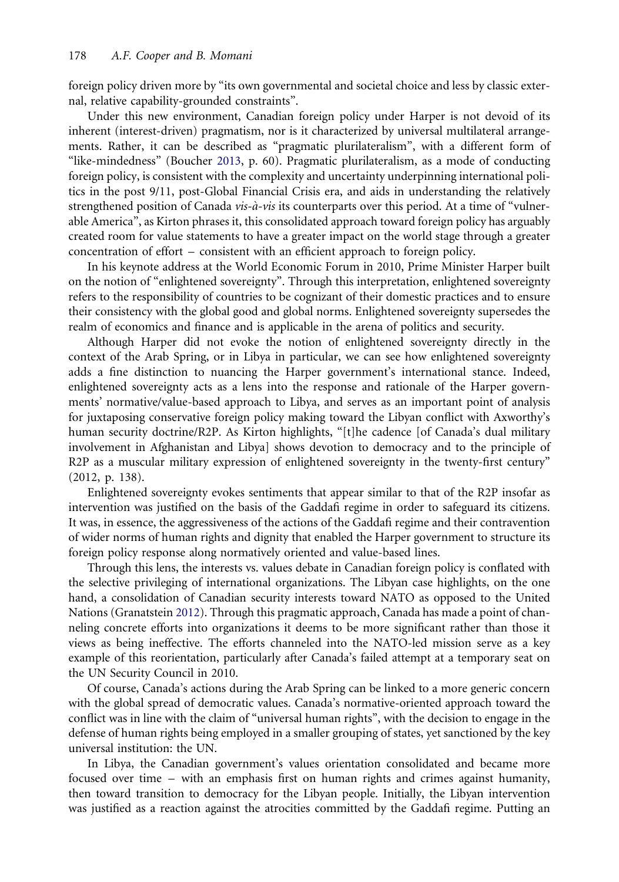foreign policy driven more by "its own governmental and societal choice and less by classic external, relative capability-grounded constraints".

Under this new environment, Canadian foreign policy under Harper is not devoid of its inherent (interest-driven) pragmatism, nor is it characterized by universal multilateral arrangements. Rather, it can be described as "pragmatic plurilateralism", with a different form of "like-mindedness" (Boucher 2013, p. 60). Pragmatic plurilateralism, as a mode of conducting foreign policy, is consistent with the complexity and uncertainty underpinning international politics in the post 9/11, post-Global Financial Crisis era, and aids in understanding the relatively strengthened position of Canada *vis-à-vis* its counterparts over this period. At a time of "vulnerable America", as Kirton phrases it, this consolidated approach toward foreign policy has arguably created room for value statements to have a greater impact on the world stage through a greater concentration of effort – consistent with an efficient approach to foreign policy.

In his keynote address at the World Economic Forum in 2010, Prime Minister Harper built on the notion of "enlightened sovereignty". Through this interpretation, enlightened sovereignty refers to the responsibility of countries to be cognizant of their domestic practices and to ensure their consistency with the global good and global norms. Enlightened sovereignty supersedes the realm of economics and finance and is applicable in the arena of politics and security.

Although Harper did not evoke the notion of enlightened sovereignty directly in the context of the Arab Spring, or in Libya in particular, we can see how enlightened sovereignty adds a fine distinction to nuancing the Harper government's international stance. Indeed, enlightened sovereignty acts as a lens into the response and rationale of the Harper governments' normative/value-based approach to Libya, and serves as an important point of analysis for juxtaposing conservative foreign policy making toward the Libyan conflict with Axworthy's human security doctrine/R2P. As Kirton highlights, "[t]he cadence [of Canada's dual military involvement in Afghanistan and Libya] shows devotion to democracy and to the principle of R2P as a muscular military expression of enlightened sovereignty in the twenty-first century" (2012, p. 138).

Enlightened sovereignty evokes sentiments that appear similar to that of the R2P insofar as intervention was justified on the basis of the Gaddafi regime in order to safeguard its citizens. It was, in essence, the aggressiveness of the actions of the Gaddafi regime and their contravention of wider norms of human rights and dignity that enabled the Harper government to structure its foreign policy response along normatively oriented and value-based lines.

Through this lens, the interests vs. values debate in Canadian foreign policy is conflated with the selective privileging of international organizations. The Libyan case highlights, on the one hand, a consolidation of Canadian security interests toward NATO as opposed to the United Nations (Granatstein 2012). Through this pragmatic approach, Canada has made a point of channeling concrete efforts into organizations it deems to be more significant rather than those it views as being ineffective. The efforts channeled into the NATO-led mission serve as a key example of this reorientation, particularly after Canada's failed attempt at a temporary seat on the UN Security Council in 2010.

Of course, Canada's actions during the Arab Spring can be linked to a more generic concern with the global spread of democratic values. Canada's normative-oriented approach toward the conflict was in line with the claim of "universal human rights", with the decision to engage in the defense of human rights being employed in a smaller grouping of states, yet sanctioned by the key universal institution: the UN.

In Libya, the Canadian government's values orientation consolidated and became more focused over time – with an emphasis first on human rights and crimes against humanity, then toward transition to democracy for the Libyan people. Initially, the Libyan intervention was justified as a reaction against the atrocities committed by the Gaddafi regime. Putting an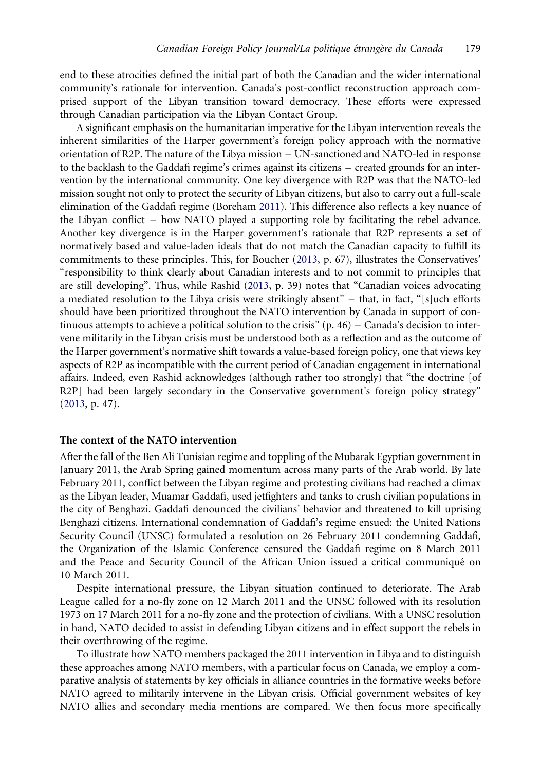end to these atrocities defined the initial part of both the Canadian and the wider international community's rationale for intervention. Canada's post-conflict reconstruction approach comprised support of the Libyan transition toward democracy. These efforts were expressed through Canadian participation via the Libyan Contact Group.

A significant emphasis on the humanitarian imperative for the Libyan intervention reveals the inherent similarities of the Harper government's foreign policy approach with the normative orientation of R2P. The nature of the Libya mission – UN-sanctioned and NATO-led in response to the backlash to the Gaddafi regime's crimes against its citizens – created grounds for an intervention by the international community. One key divergence with R2P was that the NATO-led mission sought not only to protect the security of Libyan citizens, but also to carry out a full-scale elimination of the Gaddafi regime (Boreham 2011). This difference also reflects a key nuance of the Libyan conflict – how NATO played a supporting role by facilitating the rebel advance. Another key divergence is in the Harper government's rationale that R2P represents a set of normatively based and value-laden ideals that do not match the Canadian capacity to fulfill its commitments to these principles. This, for Boucher (2013, p. 67), illustrates the Conservatives' "responsibility to think clearly about Canadian interests and to not commit to principles that are still developing". Thus, while Rashid (2013, p. 39) notes that "Canadian voices advocating a mediated resolution to the Libya crisis were strikingly absent" – that, in fact, "[s]uch efforts should have been prioritized throughout the NATO intervention by Canada in support of continuous attempts to achieve a political solution to the crisis" (p. 46) – Canada's decision to intervene militarily in the Libyan crisis must be understood both as a reflection and as the outcome of the Harper government's normative shift towards a value-based foreign policy, one that views key aspects of R2P as incompatible with the current period of Canadian engagement in international affairs. Indeed, even Rashid acknowledges (although rather too strongly) that "the doctrine [of R2P] had been largely secondary in the Conservative government's foreign policy strategy" (2013, p. 47).

### The context of the NATO intervention

After the fall of the Ben Ali Tunisian regime and toppling of the Mubarak Egyptian government in January 2011, the Arab Spring gained momentum across many parts of the Arab world. By late February 2011, conflict between the Libyan regime and protesting civilians had reached a climax as the Libyan leader, Muamar Gaddafi, used jetfighters and tanks to crush civilian populations in the city of Benghazi. Gaddafi denounced the civilians' behavior and threatened to kill uprising Benghazi citizens. International condemnation of Gaddafi's regime ensued: the United Nations Security Council (UNSC) formulated a resolution on 26 February 2011 condemning Gaddafi, the Organization of the Islamic Conference censured the Gaddafi regime on 8 March 2011 and the Peace and Security Council of the African Union issued a critical communiqué on 10 March 2011.

Despite international pressure, the Libyan situation continued to deteriorate. The Arab League called for a no-fly zone on 12 March 2011 and the UNSC followed with its resolution 1973 on 17 March 2011 for a no-fly zone and the protection of civilians. With a UNSC resolution in hand, NATO decided to assist in defending Libyan citizens and in effect support the rebels in their overthrowing of the regime.

To illustrate how NATO members packaged the 2011 intervention in Libya and to distinguish these approaches among NATO members, with a particular focus on Canada, we employ a comparative analysis of statements by key officials in alliance countries in the formative weeks before NATO agreed to militarily intervene in the Libyan crisis. Official government websites of key NATO allies and secondary media mentions are compared. We then focus more specifically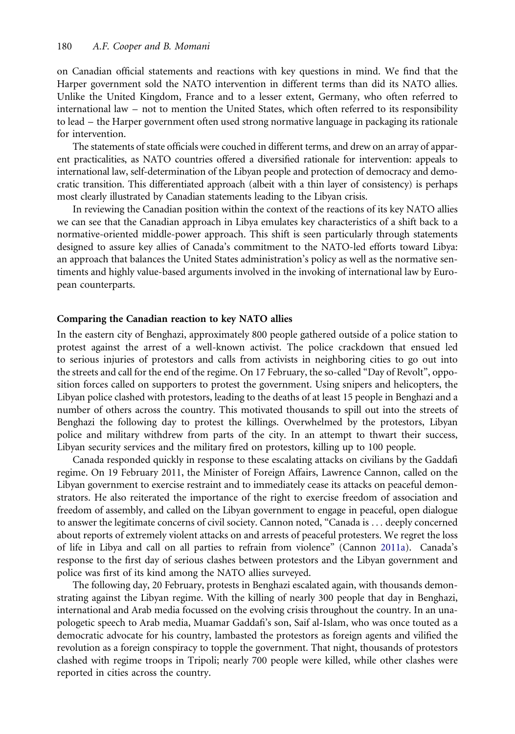on Canadian official statements and reactions with key questions in mind. We find that the Harper government sold the NATO intervention in different terms than did its NATO allies. Unlike the United Kingdom, France and to a lesser extent, Germany, who often referred to international law – not to mention the United States, which often referred to its responsibility to lead – the Harper government often used strong normative language in packaging its rationale for intervention.

The statements of state officials were couched in different terms, and drew on an array of apparent practicalities, as NATO countries offered a diversified rationale for intervention: appeals to international law, self-determination of the Libyan people and protection of democracy and democratic transition. This differentiated approach (albeit with a thin layer of consistency) is perhaps most clearly illustrated by Canadian statements leading to the Libyan crisis.

In reviewing the Canadian position within the context of the reactions of its key NATO allies we can see that the Canadian approach in Libya emulates key characteristics of a shift back to a normative-oriented middle-power approach. This shift is seen particularly through statements designed to assure key allies of Canada's commitment to the NATO-led efforts toward Libya: an approach that balances the United States administration's policy as well as the normative sentiments and highly value-based arguments involved in the invoking of international law by European counterparts.

## Comparing the Canadian reaction to key NATO allies

In the eastern city of Benghazi, approximately 800 people gathered outside of a police station to protest against the arrest of a well-known activist. The police crackdown that ensued led to serious injuries of protestors and calls from activists in neighboring cities to go out into the streets and call for the end of the regime. On 17 February, the so-called "Day of Revolt", opposition forces called on supporters to protest the government. Using snipers and helicopters, the Libyan police clashed with protestors, leading to the deaths of at least 15 people in Benghazi and a number of others across the country. This motivated thousands to spill out into the streets of Benghazi the following day to protest the killings. Overwhelmed by the protestors, Libyan police and military withdrew from parts of the city. In an attempt to thwart their success, Libyan security services and the military fired on protestors, killing up to 100 people.

Canada responded quickly in response to these escalating attacks on civilians by the Gaddafi regime. On 19 February 2011, the Minister of Foreign Affairs, Lawrence Cannon, called on the Libyan government to exercise restraint and to immediately cease its attacks on peaceful demonstrators. He also reiterated the importance of the right to exercise freedom of association and freedom of assembly, and called on the Libyan government to engage in peaceful, open dialogue to answer the legitimate concerns of civil society. Cannon noted, "Canada is . . . deeply concerned about reports of extremely violent attacks on and arrests of peaceful protesters. We regret the loss of life in Libya and call on all parties to refrain from violence" (Cannon 2011a). Canada's response to the first day of serious clashes between protestors and the Libyan government and police was first of its kind among the NATO allies surveyed.

The following day, 20 February, protests in Benghazi escalated again, with thousands demonstrating against the Libyan regime. With the killing of nearly 300 people that day in Benghazi, international and Arab media focussed on the evolving crisis throughout the country. In an unapologetic speech to Arab media, Muamar Gaddafi's son, Saif al-Islam, who was once touted as a democratic advocate for his country, lambasted the protestors as foreign agents and vilified the revolution as a foreign conspiracy to topple the government. That night, thousands of protestors clashed with regime troops in Tripoli; nearly 700 people were killed, while other clashes were reported in cities across the country.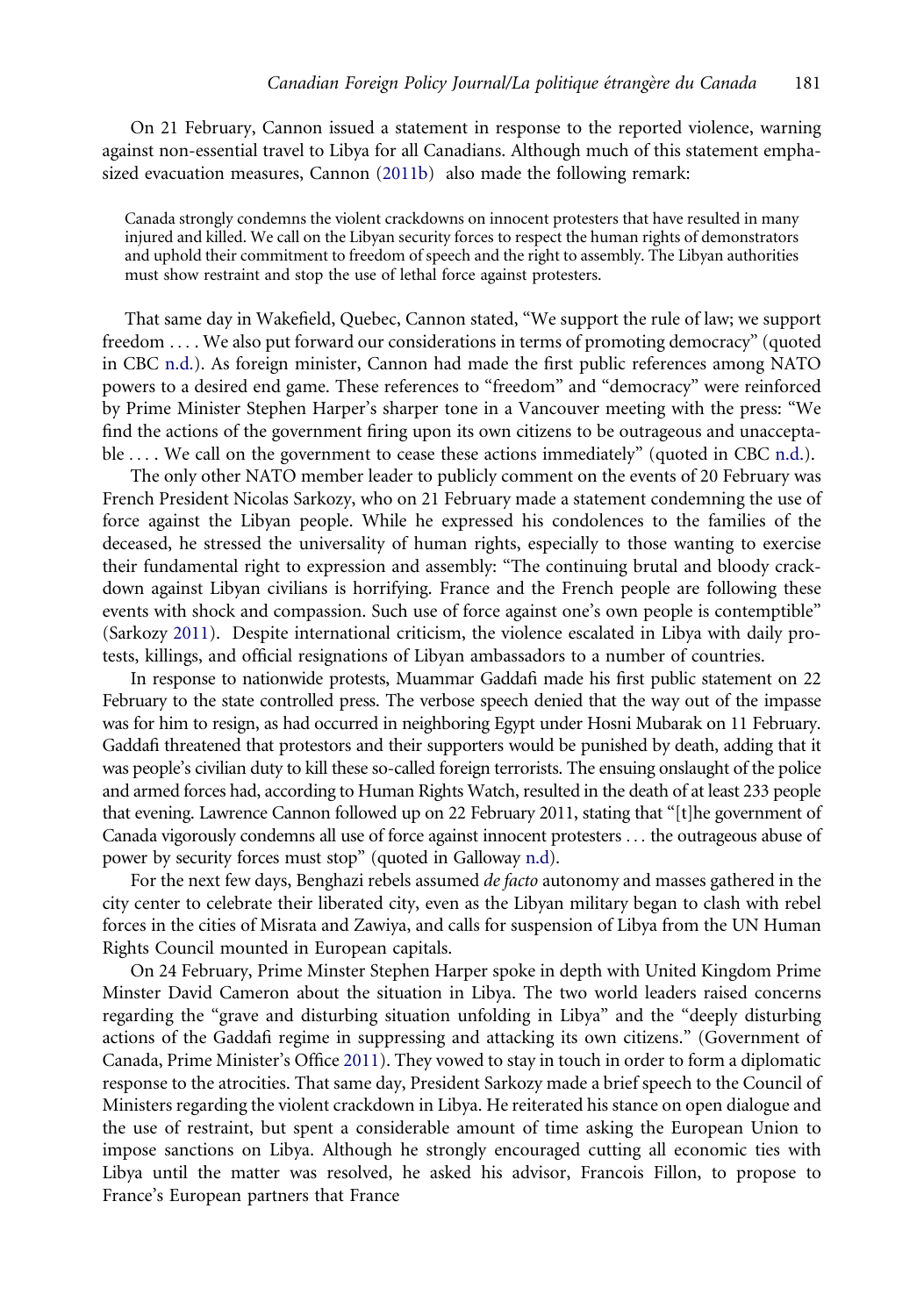On 21 February, Cannon issued a statement in response to the reported violence, warning against non-essential travel to Libya for all Canadians. Although much of this statement emphasized evacuation measures, Cannon (2011b) also made the following remark:

> Canada strongly condemns the violent crackdowns on innocent protesters that have resulted in many injured and killed. We call on the Libyan security forces to respect the human rights of demonstrators and uphold their commitment to freedom of speech and the right to assembly. The Libyan authorities must show restraint and stop the use of lethal force against protesters.

That same day in Wakefield, Quebec, Cannon stated, "We support the rule of law; we support freedom .... We also put forward our considerations in terms of promoting democracy" (quoted in CBC n.d.). As foreign minister, Cannon had made the first public references among NATO powers to a desired end game. These references to "freedom" and "democracy" were reinforced by Prime Minister Stephen Harper's sharper tone in a Vancouver meeting with the press: "We find the actions of the government firing upon its own citizens to be outrageous and unacceptable .... We call on the government to cease these actions immediately" (quoted in CBC n.d.).

The only other NATO member leader to publicly comment on the events of 20 February was French President Nicolas Sarkozy, who on 21 February made a statement condemning the use of force against the Libyan people. While he expressed his condolences to the families of the deceased, he stressed the universality of human rights, especially to those wanting to exercise their fundamental right to expression and assembly: "The continuing brutal and bloody crackdown against Libyan civilians is horrifying. France and the French people are following these events with shock and compassion. Such use of force against one's own people is contemptible" (Sarkozy 2011). Despite international criticism, the violence escalated in Libya with daily protests, killings, and official resignations of Libyan ambassadors to a number of countries.

In response to nationwide protests, Muammar Gaddafi made his first public statement on 22 February to the state controlled press. The verbose speech denied that the way out of the impasse was for him to resign, as had occurred in neighboring Egypt under Hosni Mubarak on 11 February. Gaddafi threatened that protestors and their supporters would be punished by death, adding that it was people's civilian duty to kill these so-called foreign terrorists. The ensuing onslaught of the police and armed forces had, according to Human Rights Watch, resulted in the death of at least 233 people that evening. Lawrence Cannon followed up on 22 February 2011, stating that "[t]he government of Canada vigorously condemns all use of force against innocent protesters ... the outrageous abuse of power by security forces must stop" (quoted in Galloway n.d).

For the next few days, Benghazi rebels assumed *de facto* autonomy and masses gathered in the city center to celebrate their liberated city, even as the Libyan military began to clash with rebel forces in the cities of Misrata and Zawiya, and calls for suspension of Libya from the UN Human Rights Council mounted in European capitals.

On 24 February, Prime Minster Stephen Harper spoke in depth with United Kingdom Prime Minster David Cameron about the situation in Libya. The two world leaders raised concerns regarding the "grave and disturbing situation unfolding in Libya" and the "deeply disturbing actions of the Gaddafi regime in suppressing and attacking its own citizens." (Government of Canada, Prime Minister's Office 2011). They vowed to stay in touch in order to form a diplomatic response to the atrocities. That same day, President Sarkozy made a brief speech to the Council of Ministers regarding the violent crackdown in Libya. He reiterated his stance on open dialogue and the use of restraint, but spent a considerable amount of time asking the European Union to impose sanctions on Libya. Although he strongly encouraged cutting all economic ties with Libya until the matter was resolved, he asked his advisor, Francois Fillon, to propose to France's European partners that France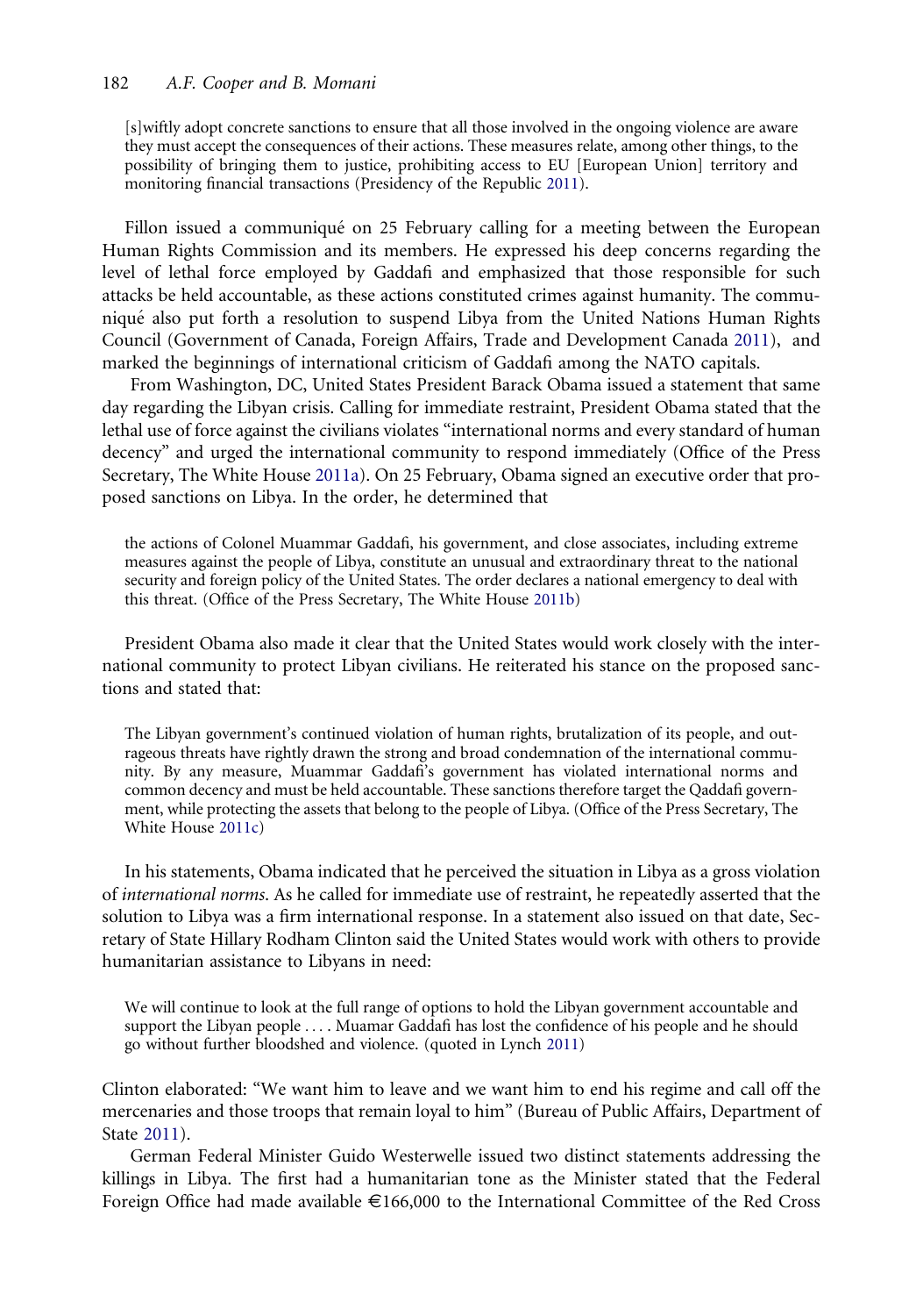> [s]wiftly adopt concrete sanctions to ensure that all those involved in the ongoing violence are aware they must accept the consequences of their actions. These measures relate, among other things, to the possibility of bringing them to justice, prohibiting access to EU [European Union] territory and monitoring financial transactions (Presidency of the Republic 2011).

Fillon issued a communiqué on 25 February calling for a meeting between the European Human Rights Commission and its members. He expressed his deep concerns regarding the level of lethal force employed by Gaddafi and emphasized that those responsible for such attacks be held accountable, as these actions constituted crimes against humanity. The communiqué also put forth a resolution to suspend Libya from the United Nations Human Rights Council (Government of Canada, Foreign Affairs, Trade and Development Canada 2011), and marked the beginnings of international criticism of Gaddafi among the NATO capitals.

From Washington, DC, United States President Barack Obama issued a statement that same day regarding the Libyan crisis. Calling for immediate restraint, President Obama stated that the lethal use of force against the civilians violates "international norms and every standard of human decency" and urged the international community to respond immediately (Office of the Press Secretary, The White House 2011a). On 25 February, Obama signed an executive order that proposed sanctions on Libya. In the order, he determined that

> the actions of Colonel Muammar Gaddafi, his government, and close associates, including extreme measures against the people of Libya, constitute an unusual and extraordinary threat to the national security and foreign policy of the United States. The order declares a national emergency to deal with this threat. (Office of the Press Secretary, The White House 2011b)

President Obama also made it clear that the United States would work closely with the international community to protect Libyan civilians. He reiterated his stance on the proposed sanctions and stated that:

> The Libyan government's continued violation of human rights, brutalization of its people, and outrageous threats have rightly drawn the strong and broad condemnation of the international community. By any measure, Muammar Gaddafi's government has violated international norms and common decency and must be held accountable. These sanctions therefore target the Qaddafi government, while protecting the assets that belong to the people of Libya. (Office of the Press Secretary, The White House 2011c)

In his statements, Obama indicated that he perceived the situation in Libya as a gross violation of *international norms*. As he called for immediate use of restraint, he repeatedly asserted that the solution to Libya was a firm international response. In a statement also issued on that date, Secretary of State Hillary Rodham Clinton said the United States would work with others to provide humanitarian assistance to Libyans in need:

> We will continue to look at the full range of options to hold the Libyan government accountable and support the Libyan people .... Muamar Gaddafi has lost the confidence of his people and he should go without further bloodshed and violence. (quoted in Lynch 2011)

Clinton elaborated: "We want him to leave and we want him to end his regime and call off the mercenaries and those troops that remain loyal to him" (Bureau of Public Affairs, Department of State 2011).

German Federal Minister Guido Westerwelle issued two distinct statements addressing the killings in Libya. The first had a humanitarian tone as the Minister stated that the Federal Foreign Office had made available €166,000 to the International Committee of the Red Cross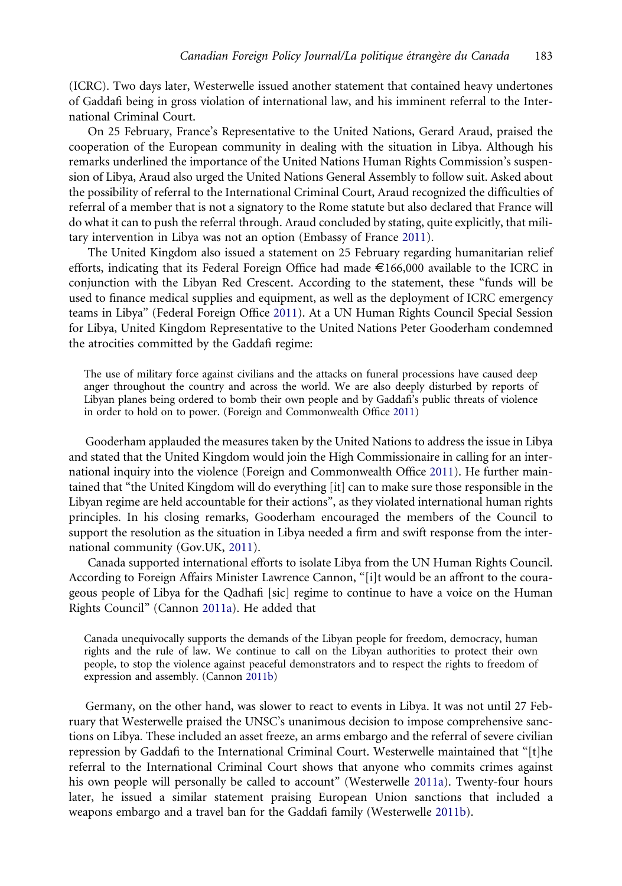(ICRC). Two days later, Westerwelle issued another statement that contained heavy undertones of Gaddafi being in gross violation of international law, and his imminent referral to the International Criminal Court.

On 25 February, France's Representative to the United Nations, Gerard Araud, praised the cooperation of the European community in dealing with the situation in Libya. Although his remarks underlined the importance of the United Nations Human Rights Commission's suspension of Libya, Araud also urged the United Nations General Assembly to follow suit. Asked about the possibility of referral to the International Criminal Court, Araud recognized the difficulties of referral of a member that is not a signatory to the Rome statute but also declared that France will do what it can to push the referral through. Araud concluded by stating, quite explicitly, that military intervention in Libya was not an option (Embassy of France 2011).

The United Kingdom also issued a statement on 25 February regarding humanitarian relief efforts, indicating that its Federal Foreign Office had made €166,000 available to the ICRC in conjunction with the Libyan Red Crescent. According to the statement, these "funds will be used to finance medical supplies and equipment, as well as the deployment of ICRC emergency teams in Libya" (Federal Foreign Office 2011). At a UN Human Rights Council Special Session for Libya, United Kingdom Representative to the United Nations Peter Gooderham condemned the atrocities committed by the Gaddafi regime:

> The use of military force against civilians and the attacks on funeral processions have caused deep anger throughout the country and across the world. We are also deeply disturbed by reports of Libyan planes being ordered to bomb their own people and by Gaddafi's public threats of violence in order to hold on to power. (Foreign and Commonwealth Office 2011)

Gooderham applauded the measures taken by the United Nations to address the issue in Libya and stated that the United Kingdom would join the High Commissionaire in calling for an international inquiry into the violence (Foreign and Commonwealth Office 2011). He further maintained that "the United Kingdom will do everything [it] can to make sure those responsible in the Libyan regime are held accountable for their actions", as they violated international human rights principles. In his closing remarks, Gooderham encouraged the members of the Council to support the resolution as the situation in Libya needed a firm and swift response from the international community (Gov.UK, 2011).

Canada supported international efforts to isolate Libya from the UN Human Rights Council. According to Foreign Affairs Minister Lawrence Cannon, "[i]t would be an affront to the courageous people of Libya for the Qadhafi [sic] regime to continue to have a voice on the Human Rights Council" (Cannon 2011a). He added that

> Canada unequivocally supports the demands of the Libyan people for freedom, democracy, human rights and the rule of law. We continue to call on the Libyan authorities to protect their own people, to stop the violence against peaceful demonstrators and to respect the rights to freedom of expression and assembly. (Cannon 2011b)

Germany, on the other hand, was slower to react to events in Libya. It was not until 27 February that Westerwelle praised the UNSC's unanimous decision to impose comprehensive sanctions on Libya. These included an asset freeze, an arms embargo and the referral of severe civilian repression by Gaddafi to the International Criminal Court. Westerwelle maintained that "[t]he referral to the International Criminal Court shows that anyone who commits crimes against his own people will personally be called to account" (Westerwelle 2011a). Twenty-four hours later, he issued a similar statement praising European Union sanctions that included a weapons embargo and a travel ban for the Gaddafi family (Westerwelle 2011b).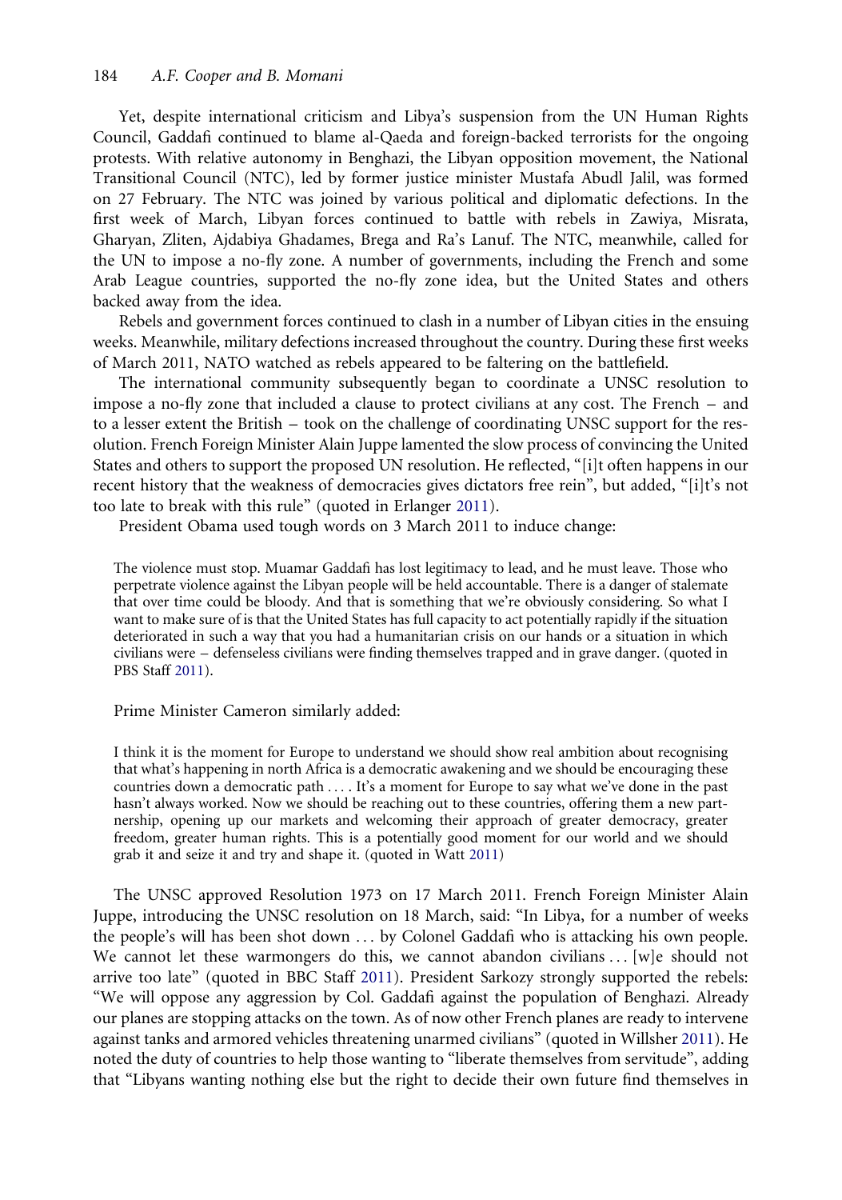Yet, despite international criticism and Libya's suspension from the UN Human Rights Council, Gaddafi continued to blame al-Qaeda and foreign-backed terrorists for the ongoing protests. With relative autonomy in Benghazi, the Libyan opposition movement, the National Transitional Council (NTC), led by former justice minister Mustafa Abudl Jalil, was formed on 27 February. The NTC was joined by various political and diplomatic defections. In the first week of March, Libyan forces continued to battle with rebels in Zawiya, Misrata, Gharyan, Zliten, Ajdabiya Ghadames, Brega and Ra's Lanuf. The NTC, meanwhile, called for the UN to impose a no-fly zone. A number of governments, including the French and some Arab League countries, supported the no-fly zone idea, but the United States and others backed away from the idea.

Rebels and government forces continued to clash in a number of Libyan cities in the ensuing weeks. Meanwhile, military defections increased throughout the country. During these first weeks of March 2011, NATO watched as rebels appeared to be faltering on the battlefield.

The international community subsequently began to coordinate a UNSC resolution to impose a no-fly zone that included a clause to protect civilians at any cost. The French – and to a lesser extent the British – took on the challenge of coordinating UNSC support for the resolution. French Foreign Minister Alain Juppe lamented the slow process of convincing the United States and others to support the proposed UN resolution. He reflected, "[i]t often happens in our recent history that the weakness of democracies gives dictators free rein", but added, "[i]t's not too late to break with this rule" (quoted in Erlanger 2011).

President Obama used tough words on 3 March 2011 to induce change:

> The violence must stop. Muamar Gaddafi has lost legitimacy to lead, and he must leave. Those who perpetrate violence against the Libyan people will be held accountable. There is a danger of stalemate that over time could be bloody. And that is something that we're obviously considering. So what I want to make sure of is that the United States has full capacity to act potentially rapidly if the situation deteriorated in such a way that you had a humanitarian crisis on our hands or a situation in which civilians were – defenseless civilians were finding themselves trapped and in grave danger. (quoted in PBS Staff 2011).

Prime Minister Cameron similarly added:

> I think it is the moment for Europe to understand we should show real ambition about recognising that what's happening in north Africa is a democratic awakening and we should be encouraging these countries down a democratic path . . . . It's a moment for Europe to say what we've done in the past hasn't always worked. Now we should be reaching out to these countries, offering them a new partnership, opening up our markets and welcoming their approach of greater democracy, greater freedom, greater human rights. This is a potentially good moment for our world and we should grab it and seize it and try and shape it. (quoted in Watt 2011)

The UNSC approved Resolution 1973 on 17 March 2011. French Foreign Minister Alain Juppe, introducing the UNSC resolution on 18 March, said: "In Libya, for a number of weeks the people's will has been shot down . . . by Colonel Gaddafi who is attacking his own people. We cannot let these warmongers do this, we cannot abandon civilians . . . [w]e should not arrive too late" (quoted in BBC Staff 2011). President Sarkozy strongly supported the rebels: "We will oppose any aggression by Col. Gaddafi against the population of Benghazi. Already our planes are stopping attacks on the town. As of now other French planes are ready to intervene against tanks and armored vehicles threatening unarmed civilians" (quoted in Willsher 2011). He noted the duty of countries to help those wanting to "liberate themselves from servitude", adding that "Libyans wanting nothing else but the right to decide their own future find themselves in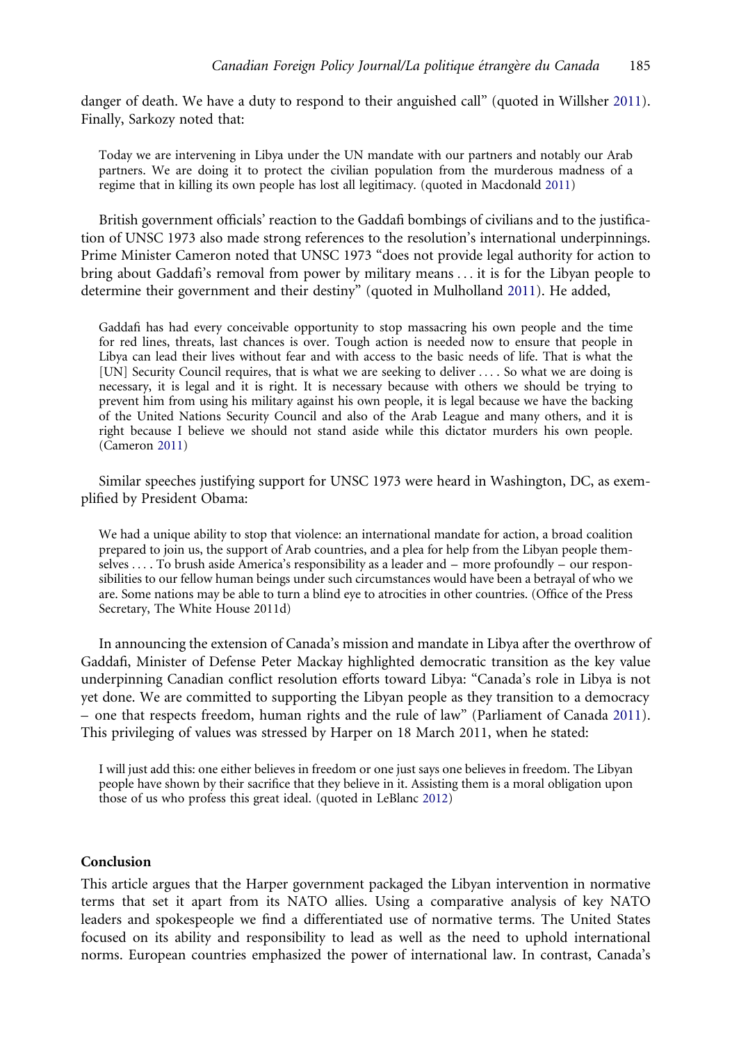danger of death. We have a duty to respond to their anguished call" (quoted in Willsher 2011). Finally, Sarkozy noted that:

> Today we are intervening in Libya under the UN mandate with our partners and notably our Arab partners. We are doing it to protect the civilian population from the murderous madness of a regime that in killing its own people has lost all legitimacy. (quoted in Macdonald 2011)

British government officials' reaction to the Gaddafi bombings of civilians and to the justification of UNSC 1973 also made strong references to the resolution's international underpinnings. Prime Minister Cameron noted that UNSC 1973 "does not provide legal authority for action to bring about Gaddafi's removal from power by military means … it is for the Libyan people to determine their government and their destiny" (quoted in Mulholland 2011). He added,

> Gaddafi has had every conceivable opportunity to stop massacring his own people and the time for red lines, threats, last chances is over. Tough action is needed now to ensure that people in Libya can lead their lives without fear and with access to the basic needs of life. That is what the [UN] Security Council requires, that is what we are seeking to deliver … . So what we are doing is necessary, it is legal and it is right. It is necessary because with others we should be trying to prevent him from using his military against his own people, it is legal because we have the backing of the United Nations Security Council and also of the Arab League and many others, and it is right because I believe we should not stand aside while this dictator murders his own people. (Cameron 2011)

Similar speeches justifying support for UNSC 1973 were heard in Washington, DC, as exemplified by President Obama:

> We had a unique ability to stop that violence: an international mandate for action, a broad coalition prepared to join us, the support of Arab countries, and a plea for help from the Libyan people themselves … . To brush aside America's responsibility as a leader and – more profoundly – our responsibilities to our fellow human beings under such circumstances would have been a betrayal of who we are. Some nations may be able to turn a blind eye to atrocities in other countries. (Office of the Press Secretary, The White House 2011d)

In announcing the extension of Canada's mission and mandate in Libya after the overthrow of Gaddafi, Minister of Defense Peter Mackay highlighted democratic transition as the key value underpinning Canadian conflict resolution efforts toward Libya: "Canada's role in Libya is not yet done. We are committed to supporting the Libyan people as they transition to a democracy – one that respects freedom, human rights and the rule of law" (Parliament of Canada 2011). This privileging of values was stressed by Harper on 18 March 2011, when he stated:

> I will just add this: one either believes in freedom or one just says one believes in freedom. The Libyan people have shown by their sacrifice that they believe in it. Assisting them is a moral obligation upon those of us who profess this great ideal. (quoted in LeBlanc 2012)

## Conclusion

This article argues that the Harper government packaged the Libyan intervention in normative terms that set it apart from its NATO allies. Using a comparative analysis of key NATO leaders and spokespeople we find a differentiated use of normative terms. The United States focused on its ability and responsibility to lead as well as the need to uphold international norms. European countries emphasized the power of international law. In contrast, Canada's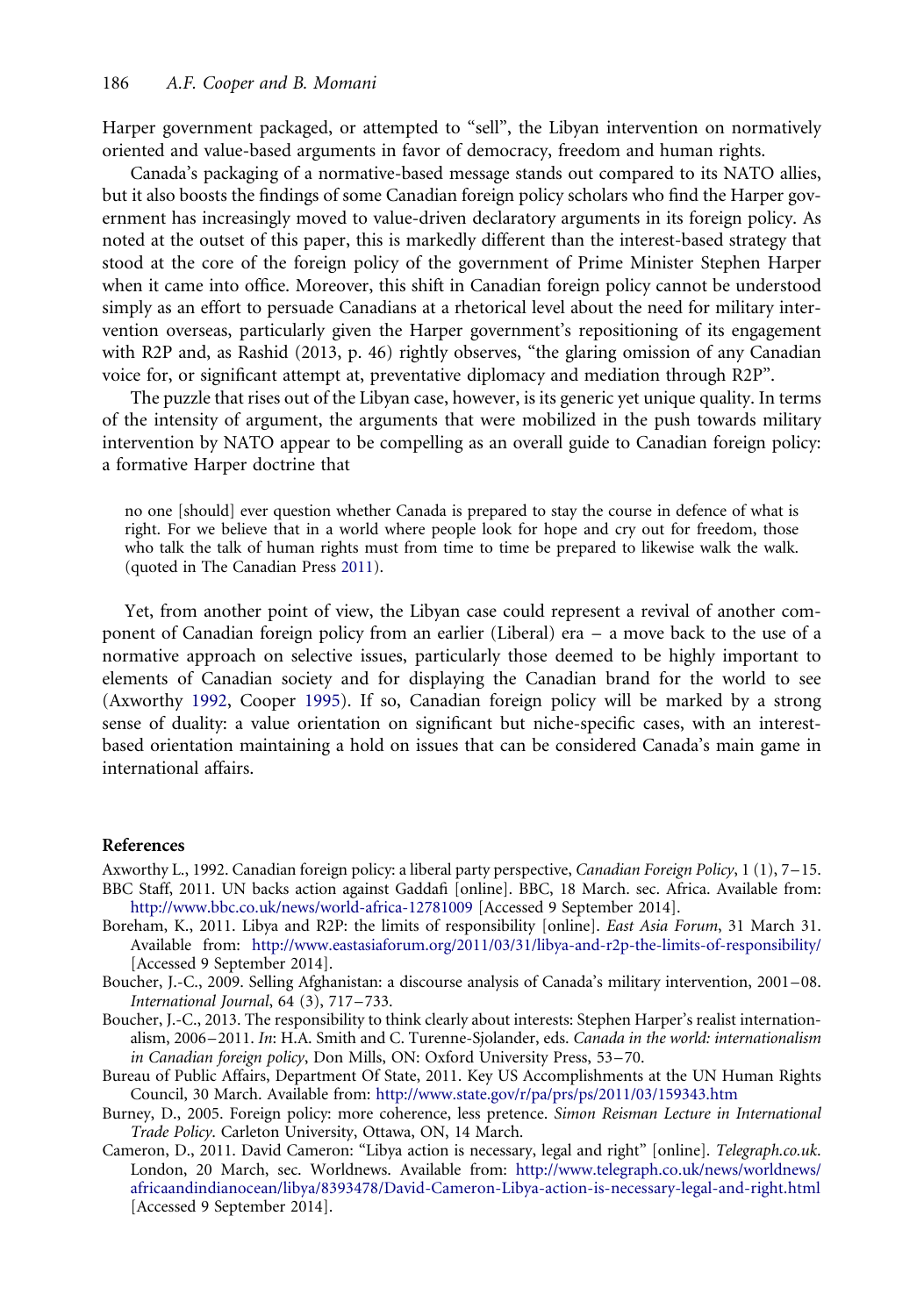Harper government packaged, or attempted to "sell", the Libyan intervention on normatively oriented and value-based arguments in favor of democracy, freedom and human rights.

Canada's packaging of a normative-based message stands out compared to its NATO allies, but it also boosts the findings of some Canadian foreign policy scholars who find the Harper government has increasingly moved to value-driven declaratory arguments in its foreign policy. As noted at the outset of this paper, this is markedly different than the interest-based strategy that stood at the core of the foreign policy of the government of Prime Minister Stephen Harper when it came into office. Moreover, this shift in Canadian foreign policy cannot be understood simply as an effort to persuade Canadians at a rhetorical level about the need for military intervention overseas, particularly given the Harper government's repositioning of its engagement with R2P and, as Rashid (2013, p. 46) rightly observes, "the glaring omission of any Canadian voice for, or significant attempt at, preventative diplomacy and mediation through R2P".

The puzzle that rises out of the Libyan case, however, is its generic yet unique quality. In terms of the intensity of argument, the arguments that were mobilized in the push towards military intervention by NATO appear to be compelling as an overall guide to Canadian foreign policy: a formative Harper doctrine that

> no one [should] ever question whether Canada is prepared to stay the course in defence of what is right. For we believe that in a world where people look for hope and cry out for freedom, those who talk the talk of human rights must from time to time be prepared to likewise walk the walk. (quoted in The Canadian Press 2011).

Yet, from another point of view, the Libyan case could represent a revival of another component of Canadian foreign policy from an earlier (Liberal) era – a move back to the use of a normative approach on selective issues, particularly those deemed to be highly important to elements of Canadian society and for displaying the Canadian brand for the world to see (Axworthy 1992, Cooper 1995). If so, Canadian foreign policy will be marked by a strong sense of duality: a value orientation on significant but niche-specific cases, with an interest-based orientation maintaining a hold on issues that can be considered Canada's main game in international affairs.

## References

Axworthy L., 1992. Canadian foreign policy: a liberal party perspective, *Canadian Foreign Policy*, 1 (1), 7–15.

BBC Staff, 2011. UN backs action against Gaddafi [online]. BBC, 18 March. sec. Africa. Available from: http://www.bbc.co.uk/news/world-africa-12781009 [Accessed 9 September 2014].

Boreham, K., 2011. Libya and R2P: the limits of responsibility [online]. *East Asia Forum*, 31 March 31. Available from: http://www.eastasiaforum.org/2011/03/31/libya-and-r2p-the-limits-of-responsibility/ [Accessed 9 September 2014].

Boucher, J.-C., 2009. Selling Afghanistan: a discourse analysis of Canada's military intervention, 2001–08. *International Journal*, 64 (3), 717–733.

Boucher, J.-C., 2013. The responsibility to think clearly about interests: Stephen Harper's realist internationalism, 2006–2011. *In*: H.A. Smith and C. Turenne-Sjolander, eds. *Canada in the world: internationalism in Canadian foreign policy*, Don Mills, ON: Oxford University Press, 53–70.

Bureau of Public Affairs, Department Of State, 2011. Key US Accomplishments at the UN Human Rights Council, 30 March. Available from: http://www.state.gov/r/pa/prs/ps/2011/03/159343.htm

Burney, D., 2005. Foreign policy: more coherence, less pretence. *Simon Reisman Lecture in International Trade Policy*. Carleton University, Ottawa, ON, 14 March.

Cameron, D., 2011. David Cameron: "Libya action is necessary, legal and right" [online]. *Telegraph.co.uk*. London, 20 March, sec. Worldnews. Available from: http://www.telegraph.co.uk/news/worldnews/africaandindianocean/libya/8393478/David-Cameron-Libya-action-is-necessary-legal-and-right.html [Accessed 9 September 2014].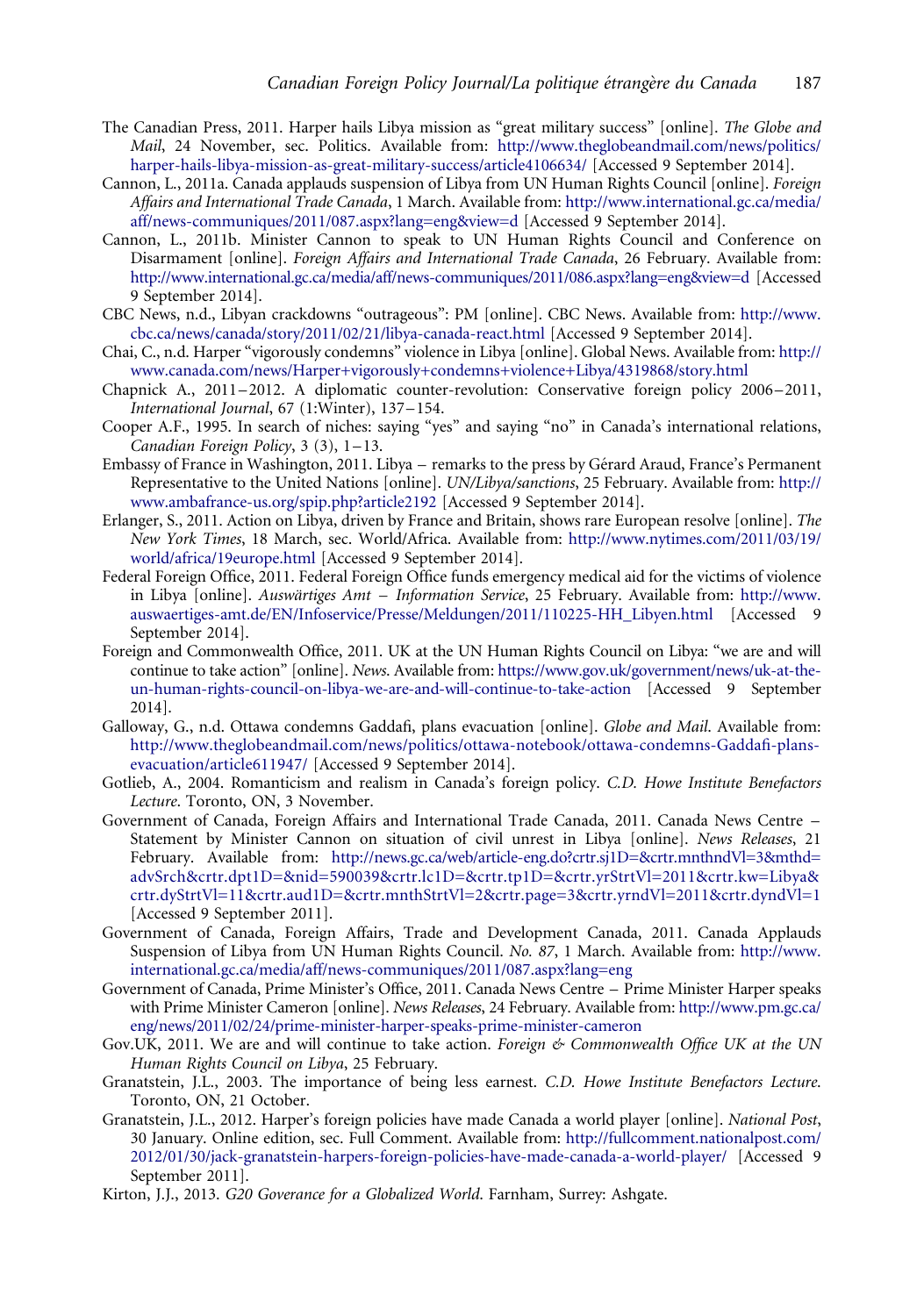The Canadian Press, 2011. Harper hails Libya mission as "great military success" [online]. *The Globe and Mail*, 24 November, sec. Politics. Available from: http://www.theglobeandmail.com/news/politics/harper-hails-libya-mission-as-great-military-success/article4106634/ [Accessed 9 September 2014].

Cannon, L., 2011a. Canada applauds suspension of Libya from UN Human Rights Council [online]. *Foreign Affairs and International Trade Canada*, 1 March. Available from: http://www.international.gc.ca/media/aff/news-communiques/2011/087.aspx?lang=eng&view=d [Accessed 9 September 2014].

Cannon, L., 2011b. Minister Cannon to speak to UN Human Rights Council and Conference on Disarmament [online]. *Foreign Affairs and International Trade Canada*, 26 February. Available from: http://www.international.gc.ca/media/aff/news-communiques/2011/086.aspx?lang=eng&view=d [Accessed 9 September 2014].

CBC News, n.d., Libyan crackdowns "outrageous": PM [online]. CBC News. Available from: http://www.cbc.ca/news/canada/story/2011/02/21/libya-canada-react.html [Accessed 9 September 2014].

Chai, C., n.d. Harper "vigorously condemns" violence in Libya [online]. Global News. Available from: http://www.canada.com/news/Harper+vigorously+condemns+violence+Libya/4319868/story.html

Chapnick A., 2011–2012. A diplomatic counter-revolution: Conservative foreign policy 2006–2011, *International Journal*, 67 (1:Winter), 137–154.

Cooper A.F., 1995. In search of niches: saying "yes" and saying "no" in Canada's international relations, *Canadian Foreign Policy*, 3 (3), 1–13.

Embassy of France in Washington, 2011. Libya – remarks to the press by Gérard Araud, France's Permanent Representative to the United Nations [online]. *UN/Libya/sanctions*, 25 February. Available from: http://www.ambafrance-us.org/spip.php?article2192 [Accessed 9 September 2014].

Erlanger, S., 2011. Action on Libya, driven by France and Britain, shows rare European resolve [online]. *The New York Times*, 18 March, sec. World/Africa. Available from: http://www.nytimes.com/2011/03/19/world/africa/19europe.html [Accessed 9 September 2014].

Federal Foreign Office, 2011. Federal Foreign Office funds emergency medical aid for the victims of violence in Libya [online]. *Auswärtiges Amt – Information Service*, 25 February. Available from: http://www.auswaertiges-amt.de/EN/Infoservice/Presse/Meldungen/2011/110225-HH_Libyen.html [Accessed 9 September 2014].

Foreign and Commonwealth Office, 2011. UK at the UN Human Rights Council on Libya: "we are and will continue to take action" [online]. *News*. Available from: https://www.gov.uk/government/news/uk-at-the-un-human-rights-council-on-libya-we-are-and-will-continue-to-take-action [Accessed 9 September 2014].

Galloway, G., n.d. Ottawa condemns Gaddafi, plans evacuation [online]. *Globe and Mail*. Available from: http://www.theglobeandmail.com/news/politics/ottawa-notebook/ottawa-condemns-Gaddafi-plans-evacuation/article611947/ [Accessed 9 September 2014].

Gotlieb, A., 2004. Romanticism and realism in Canada's foreign policy. *C.D. Howe Institute Benefactors Lecture*. Toronto, ON, 3 November.

Government of Canada, Foreign Affairs and International Trade Canada, 2011. Canada News Centre – Statement by Minister Cannon on situation of civil unrest in Libya [online]. *News Releases*, 21 February. Available from: http://news.gc.ca/web/article-eng.do?crtr.sj1D=&crtr.mnthndVl=3&mthd=advSrch&crtr.dpt1D=&nid=590039&crtr.lc1D=&crtr.tp1D=&crtr.yrStrtVl=2011&crtr.kw=Libya&crtr.dyStrtVl=11&crtr.aud1D=&crtr.mnthStrtVl=2&crtr.page=3&crtr.yrndVl=2011&crtr.dyndVl=1 [Accessed 9 September 2011].

Government of Canada, Foreign Affairs, Trade and Development Canada, 2011. Canada Applauds Suspension of Libya from UN Human Rights Council. *No. 87*, 1 March. Available from: http://www.international.gc.ca/media/aff/news-communiques/2011/087.aspx?lang=eng

Government of Canada, Prime Minister's Office, 2011. Canada News Centre – Prime Minister Harper speaks with Prime Minister Cameron [online]. *News Releases*, 24 February. Available from: http://www.pm.gc.ca/eng/news/2011/02/24/prime-minister-harper-speaks-prime-minister-cameron

Gov.UK, 2011. We are and will continue to take action. *Foreign & Commonwealth Office UK at the UN Human Rights Council on Libya*, 25 February.

Granatstein, J.L., 2003. The importance of being less earnest. *C.D. Howe Institute Benefactors Lecture*. Toronto, ON, 21 October.

Granatstein, J.L., 2012. Harper's foreign policies have made Canada a world player [online]. *National Post*, 30 January. Online edition, sec. Full Comment. Available from: http://fullcomment.nationalpost.com/2012/01/30/jack-granatstein-harpers-foreign-policies-have-made-canada-a-world-player/ [Accessed 9 September 2011].

Kirton, J.J., 2013. *G20 Goverance for a Globalized World*. Farnham, Surrey: Ashgate.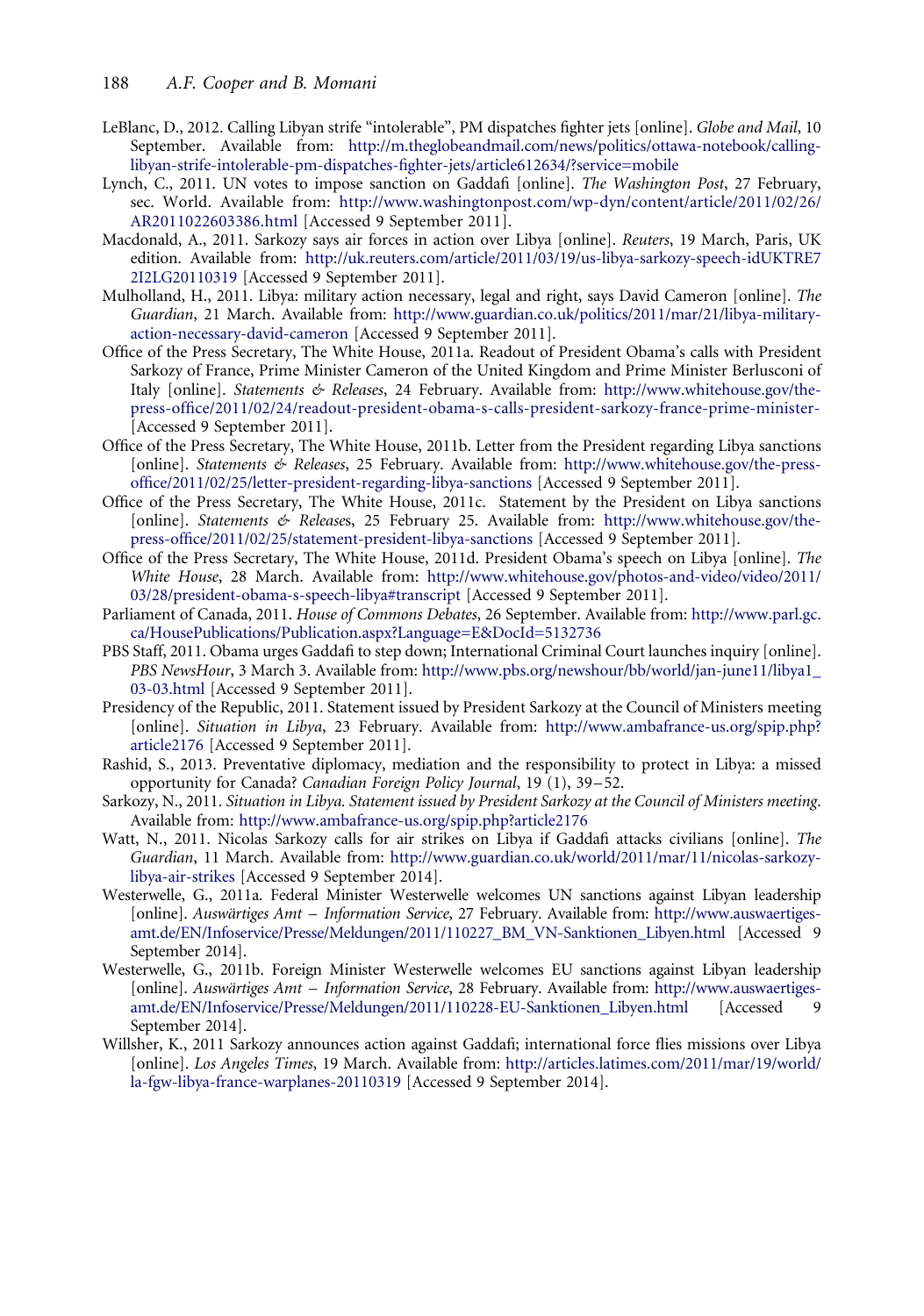LeBlanc, D., 2012. Calling Libyan strife "intolerable", PM dispatches fighter jets [online]. *Globe and Mail*, 10 September. Available from: http://m.theglobeandmail.com/news/politics/ottawa-notebook/calling-libyan-strife-intolerable-pm-dispatches-fighter-jets/article612634/?service=mobile

Lynch, C., 2011. UN votes to impose sanction on Gaddafi [online]. *The Washington Post*, 27 February, sec. World. Available from: http://www.washingtonpost.com/wp-dyn/content/article/2011/02/26/AR2011022603386.html [Accessed 9 September 2011].

Macdonald, A., 2011. Sarkozy says air forces in action over Libya [online]. *Reuters*, 19 March, Paris, UK edition. Available from: http://uk.reuters.com/article/2011/03/19/us-libya-sarkozy-speech-idUKTRE72I2LG20110319 [Accessed 9 September 2011].

Mulholland, H., 2011. Libya: military action necessary, legal and right, says David Cameron [online]. *The Guardian*, 21 March. Available from: http://www.guardian.co.uk/politics/2011/mar/21/libya-military-action-necessary-david-cameron [Accessed 9 September 2011].

Office of the Press Secretary, The White House, 2011a. Readout of President Obama's calls with President Sarkozy of France, Prime Minister Cameron of the United Kingdom and Prime Minister Berlusconi of Italy [online]. *Statements & Releases*, 24 February. Available from: http://www.whitehouse.gov/the-press-office/2011/02/24/readout-president-obama-s-calls-president-sarkozy-france-prime-minister- [Accessed 9 September 2011].

Office of the Press Secretary, The White House, 2011b. Letter from the President regarding Libya sanctions [online]. *Statements & Releases*, 25 February. Available from: http://www.whitehouse.gov/the-press-office/2011/02/25/letter-president-regarding-libya-sanctions [Accessed 9 September 2011].

Office of the Press Secretary, The White House, 2011c. Statement by the President on Libya sanctions [online]. *Statements & Releases*, 25 February 25. Available from: http://www.whitehouse.gov/the-press-office/2011/02/25/statement-president-libya-sanctions [Accessed 9 September 2011].

Office of the Press Secretary, The White House, 2011d. President Obama's speech on Libya [online]. *The White House*, 28 March. Available from: http://www.whitehouse.gov/photos-and-video/video/2011/03/28/president-obama-s-speech-libya#transcript [Accessed 9 September 2011].

Parliament of Canada, 2011. *House of Commons Debates*, 26 September. Available from: http://www.parl.gc.ca/HousePublications/Publication.aspx?Language=E&DocId=5132736

PBS Staff, 2011. Obama urges Gaddafi to step down; International Criminal Court launches inquiry [online]. *PBS NewsHour*, 3 March 3. Available from: http://www.pbs.org/newshour/bb/world/jan-june11/libya1_03-03.html [Accessed 9 September 2011].

Presidency of the Republic, 2011. Statement issued by President Sarkozy at the Council of Ministers meeting [online]. *Situation in Libya*, 23 February. Available from: http://www.ambafrance-us.org/spip.php?article2176 [Accessed 9 September 2011].

Rashid, S., 2013. Preventative diplomacy, mediation and the responsibility to protect in Libya: a missed opportunity for Canada? *Canadian Foreign Policy Journal*, 19 (1), 39–52.

Sarkozy, N., 2011. *Situation in Libya. Statement issued by President Sarkozy at the Council of Ministers meeting*. Available from: http://www.ambafrance-us.org/spip.php?article2176

Watt, N., 2011. Nicolas Sarkozy calls for air strikes on Libya if Gaddafi attacks civilians [online]. *The Guardian*, 11 March. Available from: http://www.guardian.co.uk/world/2011/mar/11/nicolas-sarkozy-libya-air-strikes [Accessed 9 September 2014].

Westerwelle, G., 2011a. Federal Minister Westerwelle welcomes UN sanctions against Libyan leadership [online]. *Auswärtiges Amt – Information Service*, 27 February. Available from: http://www.auswaertiges-amt.de/EN/Infoservice/Presse/Meldungen/2011/110227_BM_VN-Sanktionen_Libyen.html [Accessed 9 September 2014].

Westerwelle, G., 2011b. Foreign Minister Westerwelle welcomes EU sanctions against Libyan leadership [online]. *Auswärtiges Amt – Information Service*, 28 February. Available from: http://www.auswaertiges-amt.de/EN/Infoservice/Presse/Meldungen/2011/110228-EU-Sanktionen_Libyen.html [Accessed 9 September 2014].

Willsher, K., 2011 Sarkozy announces action against Gaddafi; international force flies missions over Libya [online]. *Los Angeles Times*, 19 March. Available from: http://articles.latimes.com/2011/mar/19/world/la-fgw-libya-france-warplanes-20110319 [Accessed 9 September 2014].